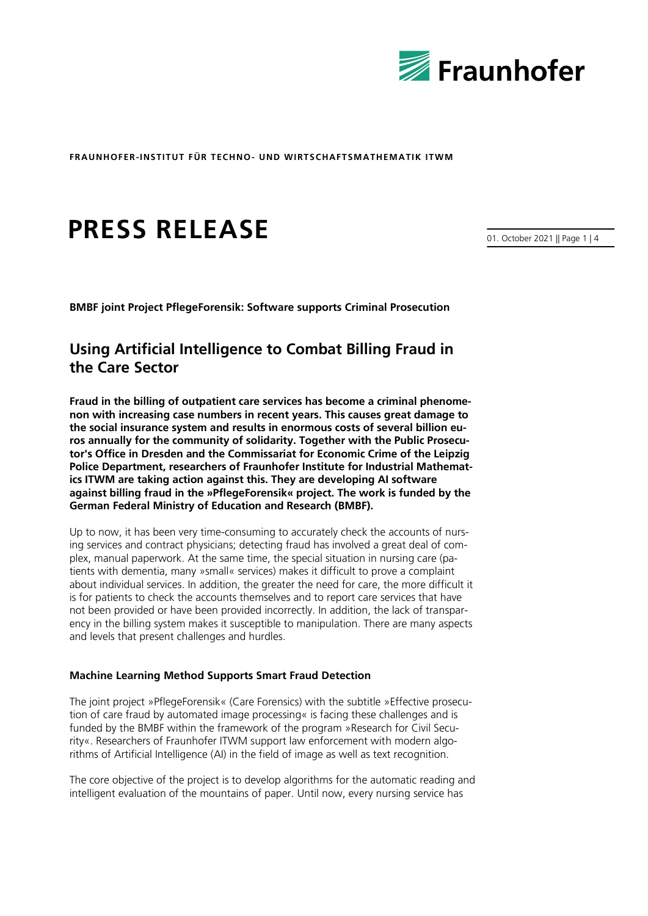FRAUNHOFER-INSTITUT FÜR TECHNO- UND WIRTSCHAFTSMATHEMATIK ITWM

# PRESS RELEASE

01. October 2021

**BMBF joint Project PflegeForensik: Software supports Criminal Prosecution**

## Using Artificial Intelligence to Combat Billing Fraud in the Care Sector

**Fraud in the billing of outpatient care services has become a criminal phenomenon with increasing case numbers in recent years. This causes great damage to the social insurance system and results in enormous costs of several billion euros annually for the community of solidarity. Together with the Public Prosecutor's Office in Dresden and the Commissariat for Economic Crime of the Leipzig Police Department, researchers of Fraunhofer Institute for Industrial Mathematics ITWM are taking action against this. They are developing AI software against billing fraud in the »PflegeForensik« project. The work is funded by the German Federal Ministry of Education and Research (BMBF).**

Up to now, it has been very time-consuming to accurately check the accounts of nursing services and contract physicians; detecting fraud has involved a great deal of complex, manual paperwork. At the same time, the special situation in nursing care (patients with dementia, many »small« services) makes it difficult to prove a complaint about individual services. In addition, the greater the need for care, the more difficult it is for patients to check the accounts themselves and to report care services that have not been provided or have been provided incorrectly. In addition, the lack of transparency in the billing system makes it susceptible to manipulation. There are many aspects and levels that present challenges and hurdles.

### Machine Learning Method Supports Smart Fraud Detection

The joint project »PflegeForensik« (Care Forensics) with the subtitle »Effective prosecution of care fraud by automated image processing« is facing these challenges and is funded by the BMBF within the framework of the program »Research for Civil Security«. Researchers of Fraunhofer ITWM support law enforcement with modern algorithms of Artificial Intelligence (AI) in the field of image as well as text recognition.

The core objective of the project is to develop algorithms for the automatic reading and intelligent evaluation of the mountains of paper. Until now, every nursing service has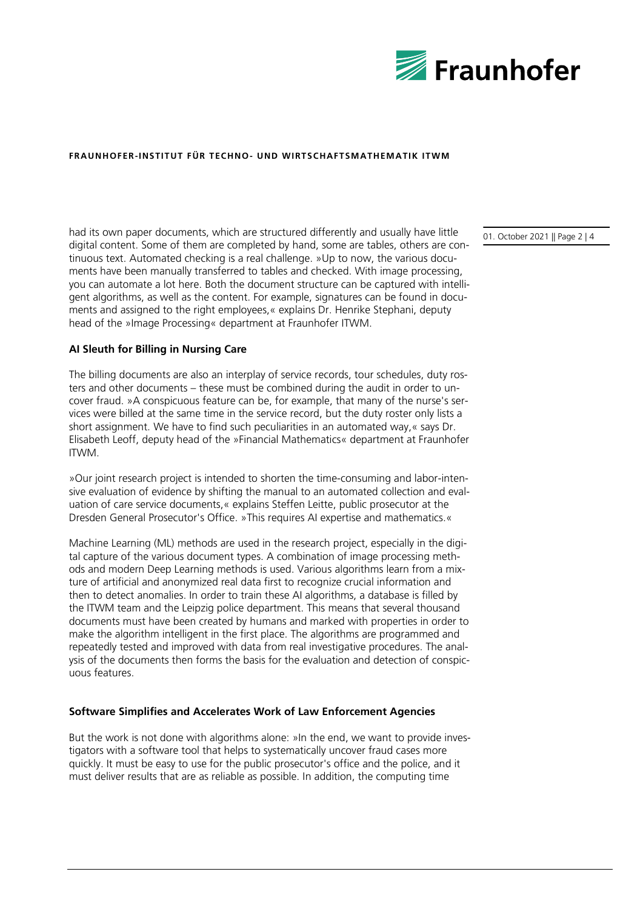had its own paper documents, which are structured differently and usually have little digital content. Some of them are completed by hand, some are tables, others are continuous text. Automated checking is a real challenge. »Up to now, the various documents have been manually transferred to tables and checked. With image processing, you can automate a lot here. Both the document structure can be captured with intelligent algorithms, as well as the content. For example, signatures can be found in documents and assigned to the right employees,« explains Dr. Henrike Stephani, deputy head of the »Image Processing« department at Fraunhofer ITWM.

**AI Sleuth for Billing in Nursing Care**

The billing documents are also an interplay of service records, tour schedules, duty rosters and other documents – these must be combined during the audit in order to uncover fraud. »A conspicuous feature can be, for example, that many of the nurse's services were billed at the same time in the service record, but the duty roster only lists a short assignment. We have to find such peculiarities in an automated way,« says Dr. Elisabeth Leoff, deputy head of the »Financial Mathematics« department at Fraunhofer ITWM.

»Our joint research project is intended to shorten the time-consuming and labor-intensive evaluation of evidence by shifting the manual to an automated collection and evaluation of care service documents,« explains Steffen Leitte, public prosecutor at the Dresden General Prosecutor's Office. »This requires AI expertise and mathematics.«

Machine Learning (ML) methods are used in the research project, especially in the digital capture of the various document types. A combination of image processing methods and modern Deep Learning methods is used. Various algorithms learn from a mixture of artificial and anonymized real data first to recognize crucial information and then to detect anomalies. In order to train these AI algorithms, a database is filled by the ITWM team and the Leipzig police department. This means that several thousand documents must have been created by humans and marked with properties in order to make the algorithm intelligent in the first place. The algorithms are programmed and repeatedly tested and improved with data from real investigative procedures. The analysis of the documents then forms the basis for the evaluation and detection of conspicuous features.

**Software Simplifies and Accelerates Work of Law Enforcement Agencies**

But the work is not done with algorithms alone: »In the end, we want to provide investigators with a software tool that helps to systematically uncover fraud cases more quickly. It must be easy to use for the public prosecutor's office and the police, and it must deliver results that are as reliable as possible. In addition, the computing time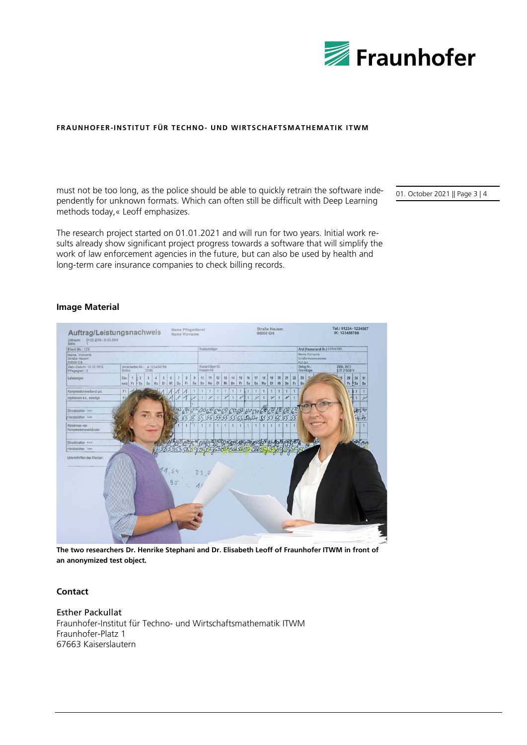must not be too long, as the police should be able to quickly retrain the software independently for unknown formats. Which can often still be difficult with Deep Learning methods today,« Leoff emphasizes.

The research project started on 01.01.2021 and will run for two years. Initial work results already show significant project progress towards a software that will simplify the work of law enforcement agencies in the future, but can also be used by health and long-term care insurance companies to check billing records.

## Image Material

**The two researchers Dr. Henrike Stephani and Dr. Elisabeth Leoff of Fraunhofer ITWM in front of an anonymized test object.**

## Contact

Esther Packullat
Fraunhofer-Institut für Techno- und Wirtschaftsmathematik ITWM
Fraunhofer-Platz 1
67663 Kaiserslautern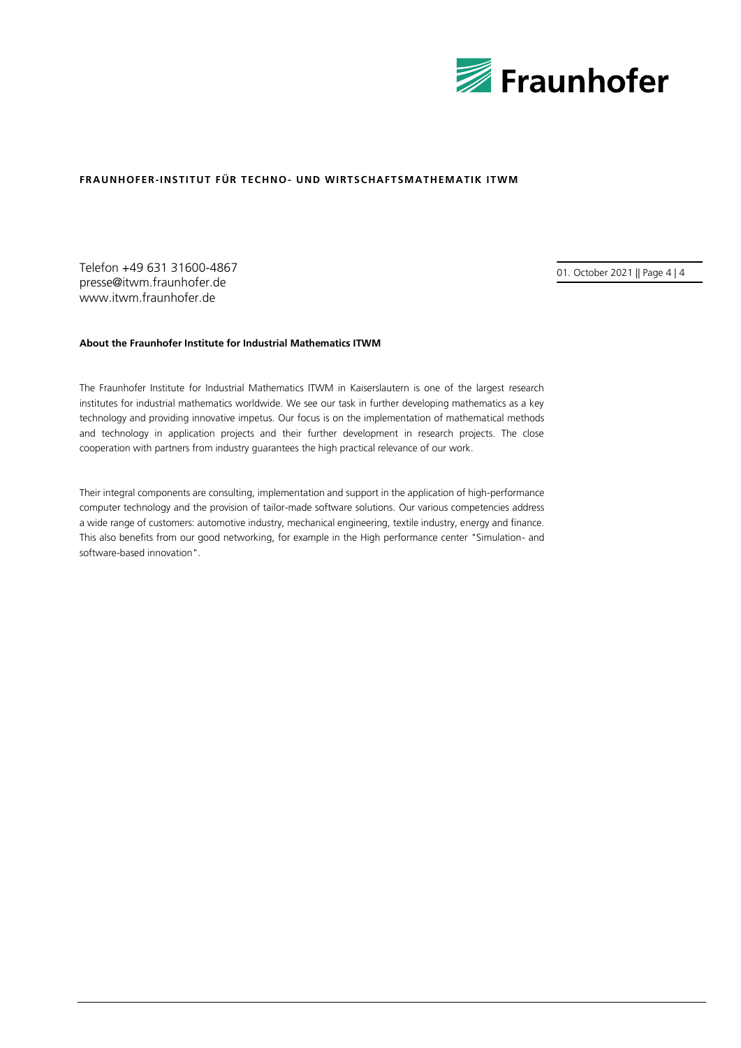**FRAUNHOFER-INSTITUT FÜR TECHNO- UND WIRTSCHAFTSMATHEMATIK ITWM**

Telefon +49 631 31600-4867
presse@itwm.fraunhofer.de
www.itwm.fraunhofer.de

01. October 2021 || Page 4 | 4

**About the Fraunhofer Institute for Industrial Mathematics ITWM**

The Fraunhofer Institute for Industrial Mathematics ITWM in Kaiserslautern is one of the largest research institutes for industrial mathematics worldwide. We see our task in further developing mathematics as a key technology and providing innovative impetus. Our focus is on the implementation of mathematical methods and technology in application projects and their further development in research projects. The close cooperation with partners from industry guarantees the high practical relevance of our work.

Their integral components are consulting, implementation and support in the application of high-performance computer technology and the provision of tailor-made software solutions. Our various competencies address a wide range of customers: automotive industry, mechanical engineering, textile industry, energy and finance. This also benefits from our good networking, for example in the High performance center "Simulation- and software-based innovation".